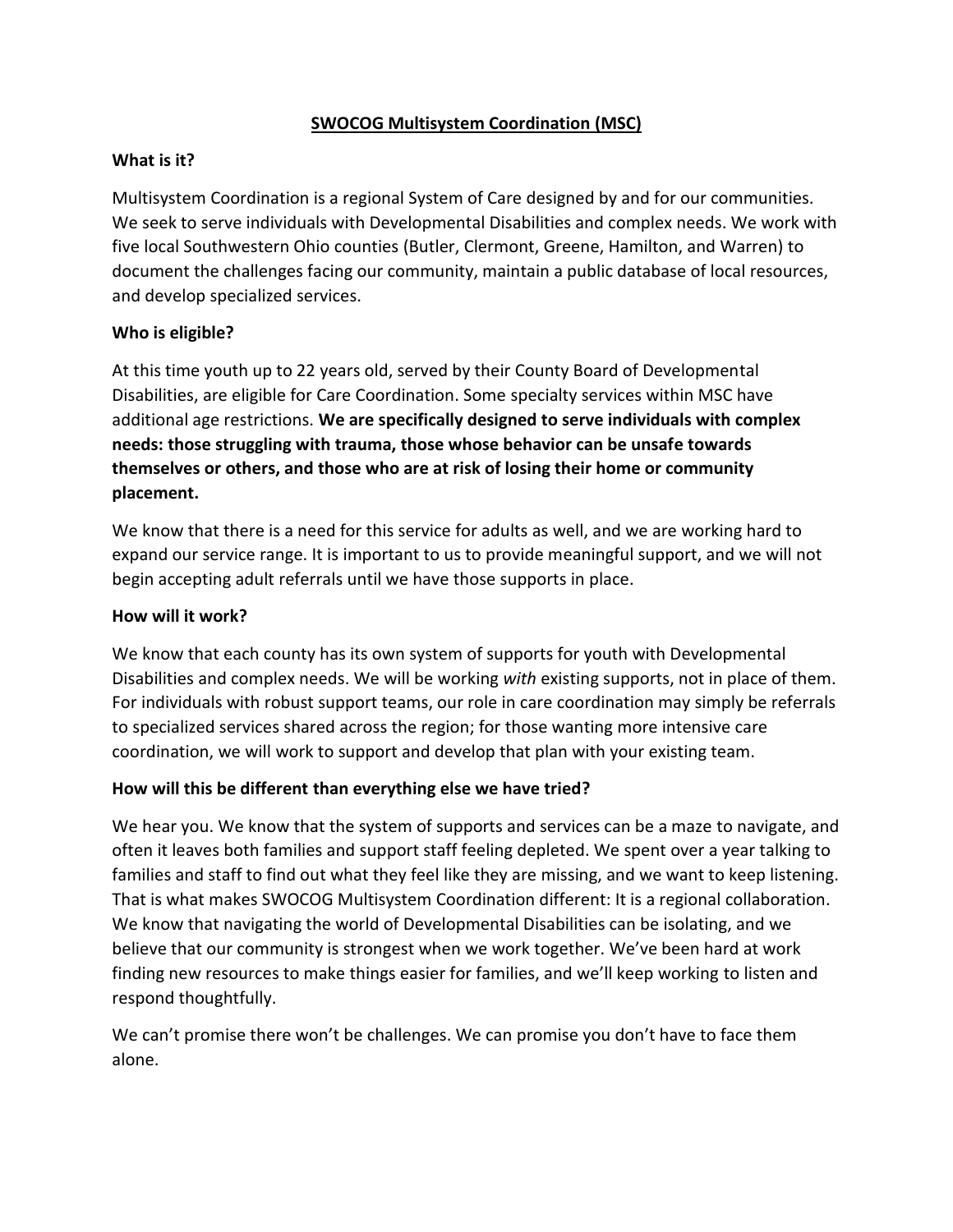# SWOCOG Multisystem Coordination (MSC)

**What is it?**

Multisystem Coordination is a regional System of Care designed by and for our communities. We seek to serve individuals with Developmental Disabilities and complex needs. We work with five local Southwestern Ohio counties (Butler, Clermont, Greene, Hamilton, and Warren) to document the challenges facing our community, maintain a public database of local resources, and develop specialized services.

**Who is eligible?**

At this time youth up to 22 years old, served by their County Board of Developmental Disabilities, are eligible for Care Coordination. Some specialty services within MSC have additional age restrictions. **We are specifically designed to serve individuals with complex needs: those struggling with trauma, those whose behavior can be unsafe towards themselves or others, and those who are at risk of losing their home or community placement.**

We know that there is a need for this service for adults as well, and we are working hard to expand our service range. It is important to us to provide meaningful support, and we will not begin accepting adult referrals until we have those supports in place.

**How will it work?**

We know that each county has its own system of supports for youth with Developmental Disabilities and complex needs. We will be working *with* existing supports, not in place of them. For individuals with robust support teams, our role in care coordination may simply be referrals to specialized services shared across the region; for those wanting more intensive care coordination, we will work to support and develop that plan with your existing team.

**How will this be different than everything else we have tried?**

We hear you. We know that the system of supports and services can be a maze to navigate, and often it leaves both families and support staff feeling depleted. We spent over a year talking to families and staff to find out what they feel like they are missing, and we want to keep listening. That is what makes SWOCOG Multisystem Coordination different: It is a regional collaboration. We know that navigating the world of Developmental Disabilities can be isolating, and we believe that our community is strongest when we work together. We've been hard at work finding new resources to make things easier for families, and we'll keep working to listen and respond thoughtfully.

We can't promise there won't be challenges. We can promise you don't have to face them alone.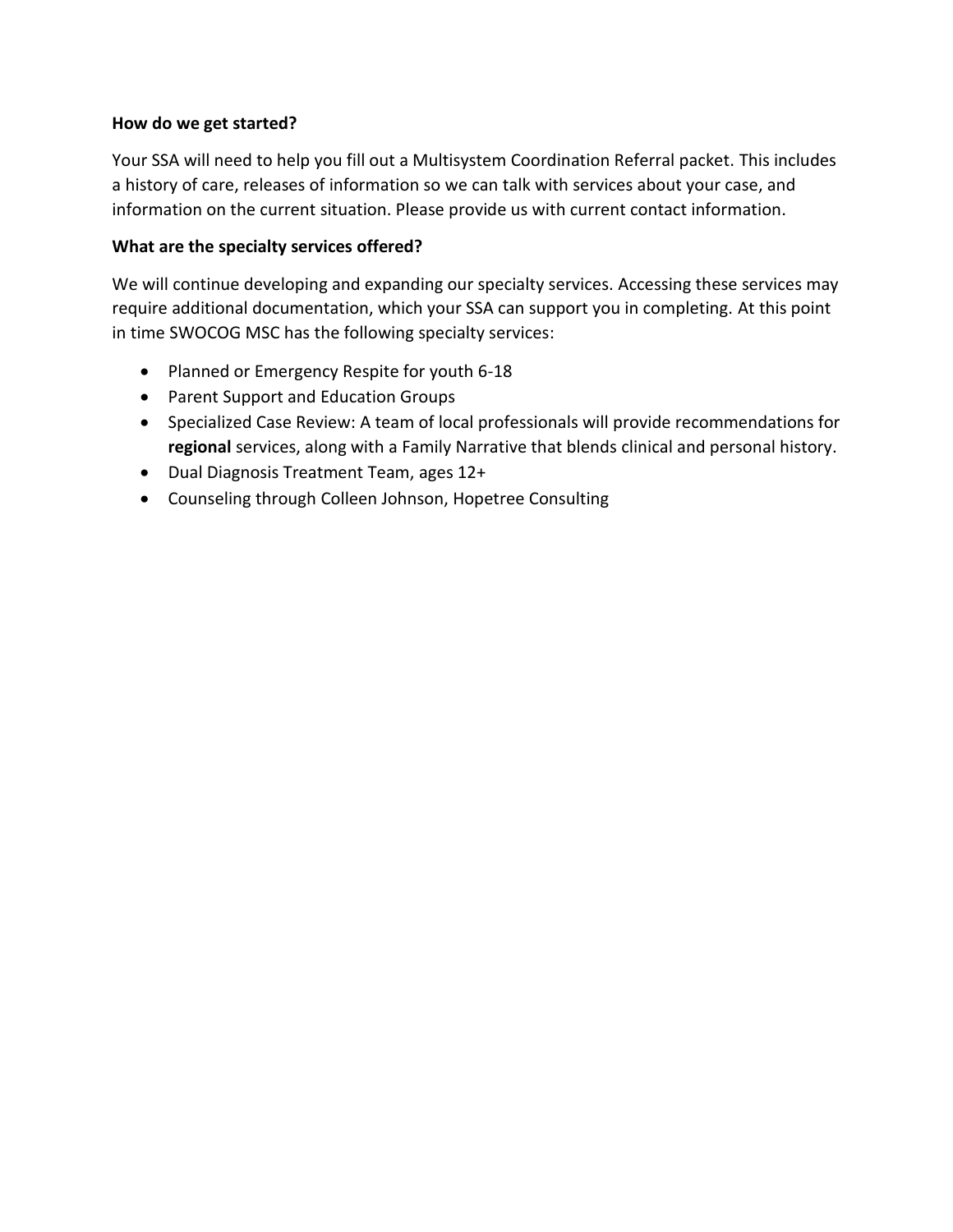**How do we get started?**

Your SSA will need to help you fill out a Multisystem Coordination Referral packet. This includes a history of care, releases of information so we can talk with services about your case, and information on the current situation. Please provide us with current contact information.

**What are the specialty services offered?**

We will continue developing and expanding our specialty services. Accessing these services may require additional documentation, which your SSA can support you in completing. At this point in time SWOCOG MSC has the following specialty services:

- Planned or Emergency Respite for youth 6-18
- Parent Support and Education Groups
- Specialized Case Review: A team of local professionals will provide recommendations for **regional** services, along with a Family Narrative that blends clinical and personal history.
- Dual Diagnosis Treatment Team, ages 12+
- Counseling through Colleen Johnson, Hopetree Consulting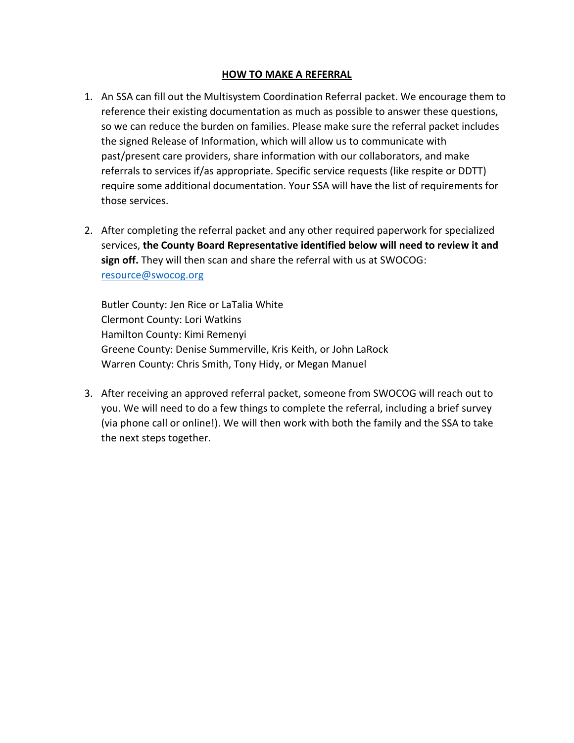## HOW TO MAKE A REFERRAL

1. An SSA can fill out the Multisystem Coordination Referral packet. We encourage them to reference their existing documentation as much as possible to answer these questions, so we can reduce the burden on families. Please make sure the referral packet includes the signed Release of Information, which will allow us to communicate with past/present care providers, share information with our collaborators, and make referrals to services if/as appropriate. Specific service requests (like respite or DDTT) require some additional documentation. Your SSA will have the list of requirements for those services.

2. After completing the referral packet and any other required paperwork for specialized services, **the County Board Representative identified below will need to review it and sign off.** They will then scan and share the referral with us at SWOCOG: resource@swocog.org

   Butler County: Jen Rice or LaTalia White
   Clermont County: Lori Watkins
   Hamilton County: Kimi Remenyi
   Greene County: Denise Summerville, Kris Keith, or John LaRock
   Warren County: Chris Smith, Tony Hidy, or Megan Manuel

3. After receiving an approved referral packet, someone from SWOCOG will reach out to you. We will need to do a few things to complete the referral, including a brief survey (via phone call or online!). We will then work with both the family and the SSA to take the next steps together.